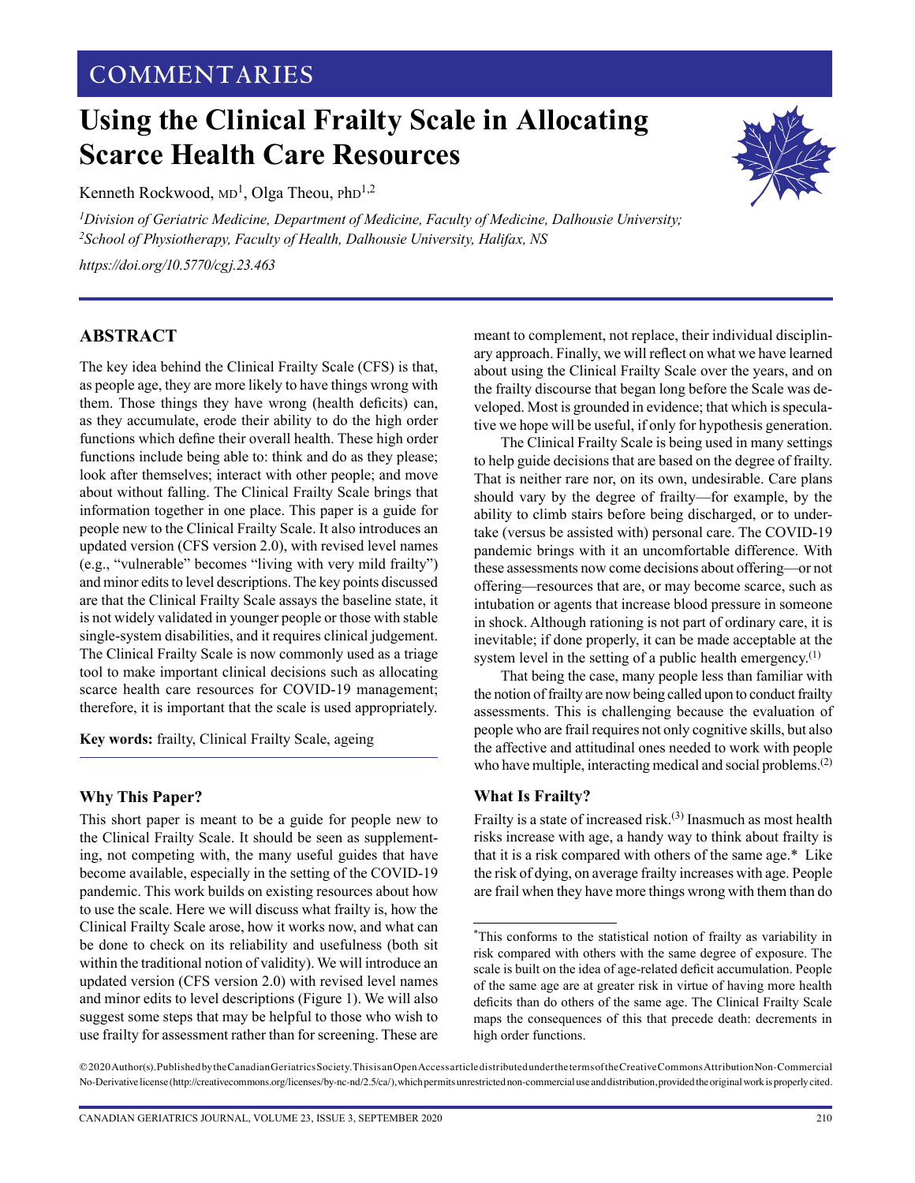COMMENTARIES

# Using the Clinical Frailty Scale in Allocating Scarce Health Care Resources

Kenneth Rockwood, MD[1], Olga Theou, PhD[1,2]

[1]*Division of Geriatric Medicine, Department of Medicine, Faculty of Medicine, Dalhousie University;* [2]*School of Physiotherapy, Faculty of Health, Dalhousie University, Halifax, NS*

*https://doi.org/10.5770/cgj.23.463*

## ABSTRACT

The key idea behind the Clinical Frailty Scale (CFS) is that, as people age, they are more likely to have things wrong with them. Those things they have wrong (health deficits) can, as they accumulate, erode their ability to do the high order functions which define their overall health. These high order functions include being able to: think and do as they please; look after themselves; interact with other people; and move about without falling. The Clinical Frailty Scale brings that information together in one place. This paper is a guide for people new to the Clinical Frailty Scale. It also introduces an updated version (CFS version 2.0), with revised level names (e.g., "vulnerable" becomes "living with very mild frailty") and minor edits to level descriptions. The key points discussed are that the Clinical Frailty Scale assays the baseline state, it is not widely validated in younger people or those with stable single-system disabilities, and it requires clinical judgement. The Clinical Frailty Scale is now commonly used as a triage tool to make important clinical decisions such as allocating scarce health care resources for COVID-19 management; therefore, it is important that the scale is used appropriately.

**Key words:** frailty, Clinical Frailty Scale, ageing

### Why This Paper?

This short paper is meant to be a guide for people new to the Clinical Frailty Scale. It should be seen as supplementing, not competing with, the many useful guides that have become available, especially in the setting of the COVID-19 pandemic. This work builds on existing resources about how to use the scale. Here we will discuss what frailty is, how the Clinical Frailty Scale arose, how it works now, and what can be done to check on its reliability and usefulness (both sit within the traditional notion of validity). We will introduce an updated version (CFS version 2.0) with revised level names and minor edits to level descriptions (Figure 1). We will also suggest some steps that may be helpful to those who wish to use frailty for assessment rather than for screening. These are meant to complement, not replace, their individual disciplinary approach. Finally, we will reflect on what we have learned about using the Clinical Frailty Scale over the years, and on the frailty discourse that began long before the Scale was developed. Most is grounded in evidence; that which is speculative we hope will be useful, if only for hypothesis generation.

The Clinical Frailty Scale is being used in many settings to help guide decisions that are based on the degree of frailty. That is neither rare nor, on its own, undesirable. Care plans should vary by the degree of frailty—for example, by the ability to climb stairs before being discharged, or to undertake (versus be assisted with) personal care. The COVID-19 pandemic brings with it an uncomfortable difference. With these assessments now come decisions about offering—or not offering—resources that are, or may become scarce, such as intubation or agents that increase blood pressure in someone in shock. Although rationing is not part of ordinary care, it is inevitable; if done properly, it can be made acceptable at the system level in the setting of a public health emergency.[1]

That being the case, many people less than familiar with the notion of frailty are now being called upon to conduct frailty assessments. This is challenging because the evaluation of people who are frail requires not only cognitive skills, but also the affective and attitudinal ones needed to work with people who have multiple, interacting medical and social problems.[2]

### What Is Frailty?

Frailty is a state of increased risk.[3] Inasmuch as most health risks increase with age, a handy way to think about frailty is that it is a risk compared with others of the same age.* Like the risk of dying, on average frailty increases with age. People are frail when they have more things wrong with them than do

*This conforms to the statistical notion of frailty as variability in risk compared with others with the same degree of exposure. The scale is built on the idea of age-related deficit accumulation. People of the same age are at greater risk in virtue of having more health deficits than do others of the same age. The Clinical Frailty Scale maps the consequences of this that precede death: decrements in high order functions.

© 2020 Author(s). Published by the Canadian Geriatrics Society. This is an Open Access article distributed under the terms of the Creative Commons Attribution Non-Commercial No-Derivative license (http://creativecommons.org/licenses/by-nc-nd/2.5/ca/), which permits unrestricted non-commercial use and distribution, provided the original work is properly cited.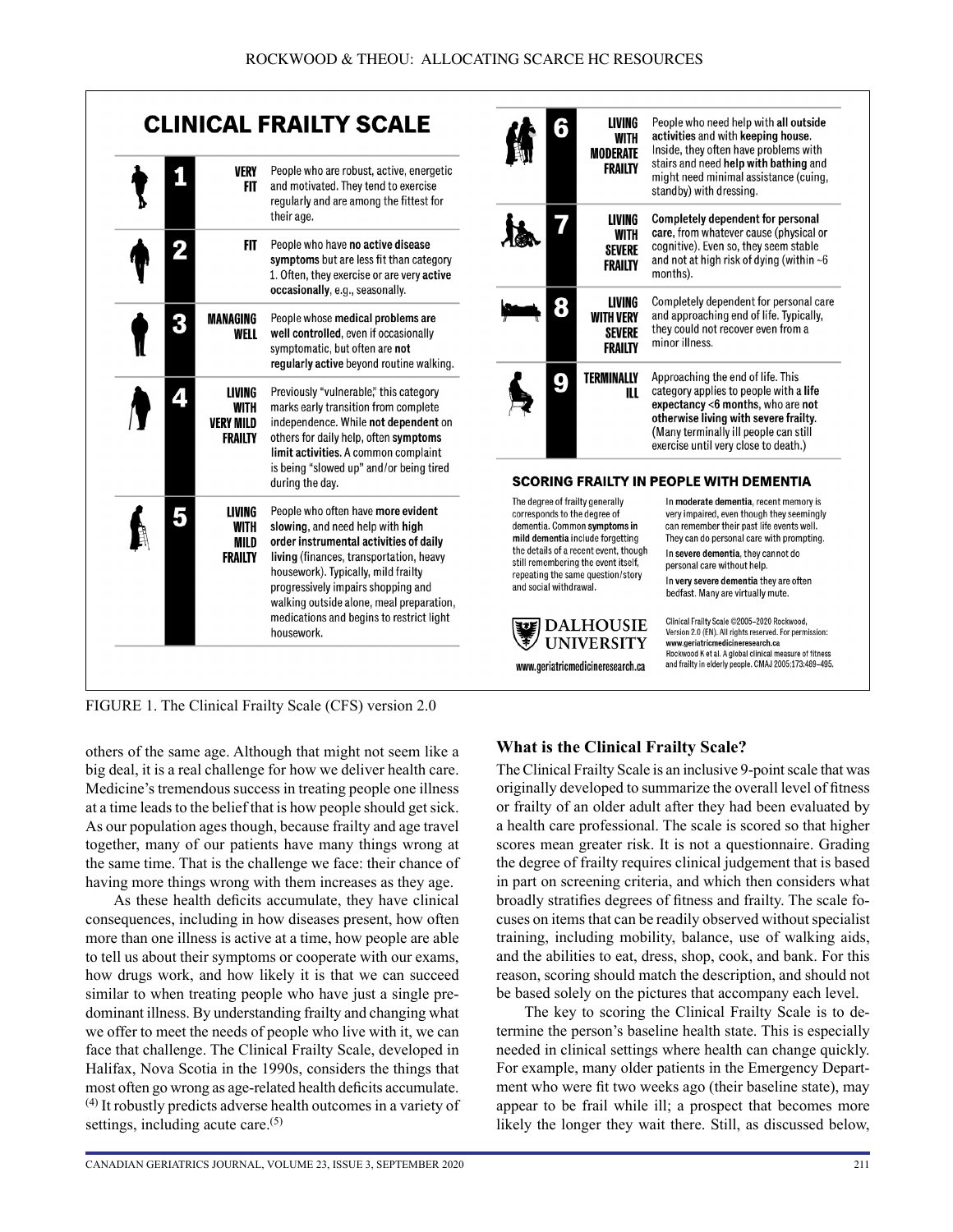## CLINICAL FRAILTY SCALE

| | | |
|---|---|---|
| 1 | **VERY FIT** | People who are robust, active, energetic and motivated. They tend to exercise regularly and are among the fittest for their age. |
| 2 | **FIT** | People who have **no active disease symptoms** but are less fit than category 1. Often, they exercise or are very **active occasionally**, e.g., seasonally. |
| 3 | **MANAGING WELL** | People whose **medical problems are well controlled**, even if occasionally symptomatic, but often are **not regularly active** beyond routine walking. |
| 4 | **LIVING WITH VERY MILD FRAILTY** | Previously "vulnerable," this category marks early transition from complete independence. While **not dependent** on others for daily help, often **symptoms limit activities**. A common complaint is being "slowed up" and/or being tired during the day. |
| 5 | **LIVING WITH MILD FRAILTY** | People who often have **more evident slowing**, and need help with **high order instrumental activities of daily living** (finances, transportation, heavy housework). Typically, mild frailty progressively impairs shopping and walking outside alone, meal preparation, medications and begins to restrict light housework. |
| 6 | **LIVING WITH MODERATE FRAILTY** | People who need help with **all outside activities** and with **keeping house**. Inside, they often have problems with stairs and need **help with bathing** and might need minimal assistance (cuing, standby) with dressing. |
| 7 | **LIVING WITH SEVERE FRAILTY** | **Completely dependent for personal care**, from whatever cause (physical or cognitive). Even so, they seem stable and not at high risk of dying (within ~6 months). |
| 8 | **LIVING WITH VERY SEVERE FRAILTY** | Completely dependent for personal care and approaching end of life. Typically, they could not recover even from a minor illness. |
| 9 | **TERMINALLY ILL** | Approaching the end of life. This category applies to people with a **life expectancy <6 months**, who are **not otherwise living with severe frailty**. (Many terminally ill people can still exercise until very close to death.) |

### SCORING FRAILTY IN PEOPLE WITH DEMENTIA

The degree of frailty generally corresponds to the degree of dementia. Common **symptoms in mild dementia** include forgetting the details of a recent event, though still remembering the event itself, repeating the same question/story and social withdrawal.

In **moderate dementia**, recent memory is very impaired, even though they seemingly can remember their past life events well. They can do personal care with prompting.

In **severe dementia**, they cannot do personal care without help.

In **very severe dementia** they are often bedfast. Many are virtually mute.

DALHOUSIE UNIVERSITY

www.geriatricmedicineresearch.ca

Clinical Frailty Scale ©2005–2020 Rockwood, Version 2.0 (EN). All rights reserved. For permission: www.geriatricmedicineresearch.ca
Rockwood K et al. A global clinical measure of fitness and frailty in elderly people. CMAJ 2005;173:489–495.

FIGURE 1. The Clinical Frailty Scale (CFS) version 2.0

others of the same age. Although that might not seem like a big deal, it is a real challenge for how we deliver health care. Medicine's tremendous success in treating people one illness at a time leads to the belief that is how people should get sick. As our population ages though, because frailty and age travel together, many of our patients have many things wrong at the same time. That is the challenge we face: their chance of having more things wrong with them increases as they age.

As these health deficits accumulate, they have clinical consequences, including in how diseases present, how often more than one illness is active at a time, how people are able to tell us about their symptoms or cooperate with our exams, how drugs work, and how likely it is that we can succeed similar to when treating people who have just a single predominant illness. By understanding frailty and changing what we offer to meet the needs of people who live with it, we can face that challenge. The Clinical Frailty Scale, developed in Halifax, Nova Scotia in the 1990s, considers the things that most often go wrong as age-related health deficits accumulate.[4] It robustly predicts adverse health outcomes in a variety of settings, including acute care.[5]

### What is the Clinical Frailty Scale?

The Clinical Frailty Scale is an inclusive 9-point scale that was originally developed to summarize the overall level of fitness or frailty of an older adult after they had been evaluated by a health care professional. The scale is scored so that higher scores mean greater risk. It is not a questionnaire. Grading the degree of frailty requires clinical judgement that is based in part on screening criteria, and which then considers what broadly stratifies degrees of fitness and frailty. The scale focuses on items that can be readily observed without specialist training, including mobility, balance, use of walking aids, and the abilities to eat, dress, shop, cook, and bank. For this reason, scoring should match the description, and should not be based solely on the pictures that accompany each level.

The key to scoring the Clinical Frailty Scale is to determine the person's baseline health state. This is especially needed in clinical settings where health can change quickly. For example, many older patients in the Emergency Department who were fit two weeks ago (their baseline state), may appear to be frail while ill; a prospect that becomes more likely the longer they wait there. Still, as discussed below,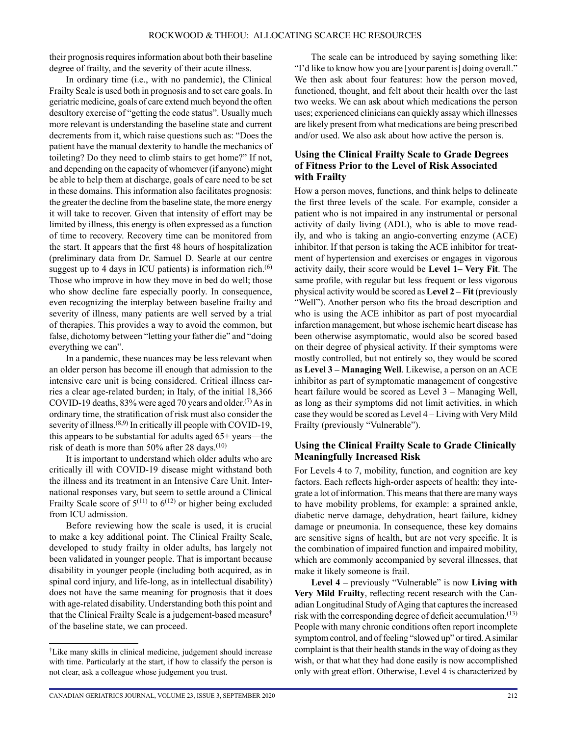their prognosis requires information about both their baseline degree of frailty, and the severity of their acute illness.

In ordinary time (i.e., with no pandemic), the Clinical Frailty Scale is used both in prognosis and to set care goals. In geriatric medicine, goals of care extend much beyond the often desultory exercise of "getting the code status". Usually much more relevant is understanding the baseline state and current decrements from it, which raise questions such as: "Does the patient have the manual dexterity to handle the mechanics of toileting? Do they need to climb stairs to get home?" If not, and depending on the capacity of whomever (if anyone) might be able to help them at discharge, goals of care need to be set in these domains. This information also facilitates prognosis: the greater the decline from the baseline state, the more energy it will take to recover. Given that intensity of effort may be limited by illness, this energy is often expressed as a function of time to recovery. Recovery time can be monitored from the start. It appears that the first 48 hours of hospitalization (preliminary data from Dr. Samuel D. Searle at our centre suggest up to 4 days in ICU patients) is information rich.[6] Those who improve in how they move in bed do well; those who show decline fare especially poorly. In consequence, even recognizing the interplay between baseline frailty and severity of illness, many patients are well served by a trial of therapies. This provides a way to avoid the common, but false, dichotomy between "letting your father die" and "doing everything we can".

In a pandemic, these nuances may be less relevant when an older person has become ill enough that admission to the intensive care unit is being considered. Critical illness carries a clear age-related burden; in Italy, of the initial 18,366 COVID-19 deaths, 83% were aged 70 years and older.[7] As in ordinary time, the stratification of risk must also consider the severity of illness.[8,9] In critically ill people with COVID-19, this appears to be substantial for adults aged 65+ years—the risk of death is more than 50% after 28 days.[10]

It is important to understand which older adults who are critically ill with COVID-19 disease might withstand both the illness and its treatment in an Intensive Care Unit. International responses vary, but seem to settle around a Clinical Frailty Scale score of 5[11] to 6[12] or higher being excluded from ICU admission.

Before reviewing how the scale is used, it is crucial to make a key additional point. The Clinical Frailty Scale, developed to study frailty in older adults, has largely not been validated in younger people. That is important because disability in younger people (including both acquired, as in spinal cord injury, and life-long, as in intellectual disability) does not have the same meaning for prognosis that it does with age-related disability. Understanding both this point and that the Clinical Frailty Scale is a judgement-based measure[†] of the baseline state, we can proceed.

The scale can be introduced by saying something like: "I'd like to know how you are [your parent is] doing overall." We then ask about four features: how the person moved, functioned, thought, and felt about their health over the last two weeks. We can ask about which medications the person uses; experienced clinicians can quickly assay which illnesses are likely present from what medications are being prescribed and/or used. We also ask about how active the person is.

## Using the Clinical Frailty Scale to Grade Degrees of Fitness Prior to the Level of Risk Associated with Frailty

How a person moves, functions, and think helps to delineate the first three levels of the scale. For example, consider a patient who is not impaired in any instrumental or personal activity of daily living (ADL), who is able to move readily, and who is taking an angio-converting enzyme (ACE) inhibitor. If that person is taking the ACE inhibitor for treatment of hypertension and exercises or engages in vigorous activity daily, their score would be **Level 1– Very Fit**. The same profile, with regular but less frequent or less vigorous physical activity would be scored as **Level 2 – Fit** (previously "Well"). Another person who fits the broad description and who is using the ACE inhibitor as part of post myocardial infarction management, but whose ischemic heart disease has been otherwise asymptomatic, would also be scored based on their degree of physical activity. If their symptoms were mostly controlled, but not entirely so, they would be scored as **Level 3 – Managing Well**. Likewise, a person on an ACE inhibitor as part of symptomatic management of congestive heart failure would be scored as Level 3 – Managing Well, as long as their symptoms did not limit activities, in which case they would be scored as Level 4 – Living with Very Mild Frailty (previously "Vulnerable").

## Using the Clinical Frailty Scale to Grade Clinically Meaningfully Increased Risk

For Levels 4 to 7, mobility, function, and cognition are key factors. Each reflects high-order aspects of health: they integrate a lot of information. This means that there are many ways to have mobility problems, for example: a sprained ankle, diabetic nerve damage, dehydration, heart failure, kidney damage or pneumonia. In consequence, these key domains are sensitive signs of health, but are not very specific. It is the combination of impaired function and impaired mobility, which are commonly accompanied by several illnesses, that make it likely someone is frail.

**Level 4 –** previously "Vulnerable" is now **Living with Very Mild Frailty**, reflecting recent research with the Canadian Longitudinal Study of Aging that captures the increased risk with the corresponding degree of deficit accumulation.[13] People with many chronic conditions often report incomplete symptom control, and of feeling "slowed up" or tired. A similar complaint is that their health stands in the way of doing as they wish, or that what they had done easily is now accomplished only with great effort. Otherwise, Level 4 is characterized by

---

[†]Like many skills in clinical medicine, judgement should increase with time. Particularly at the start, if how to classify the person is not clear, ask a colleague whose judgement you trust.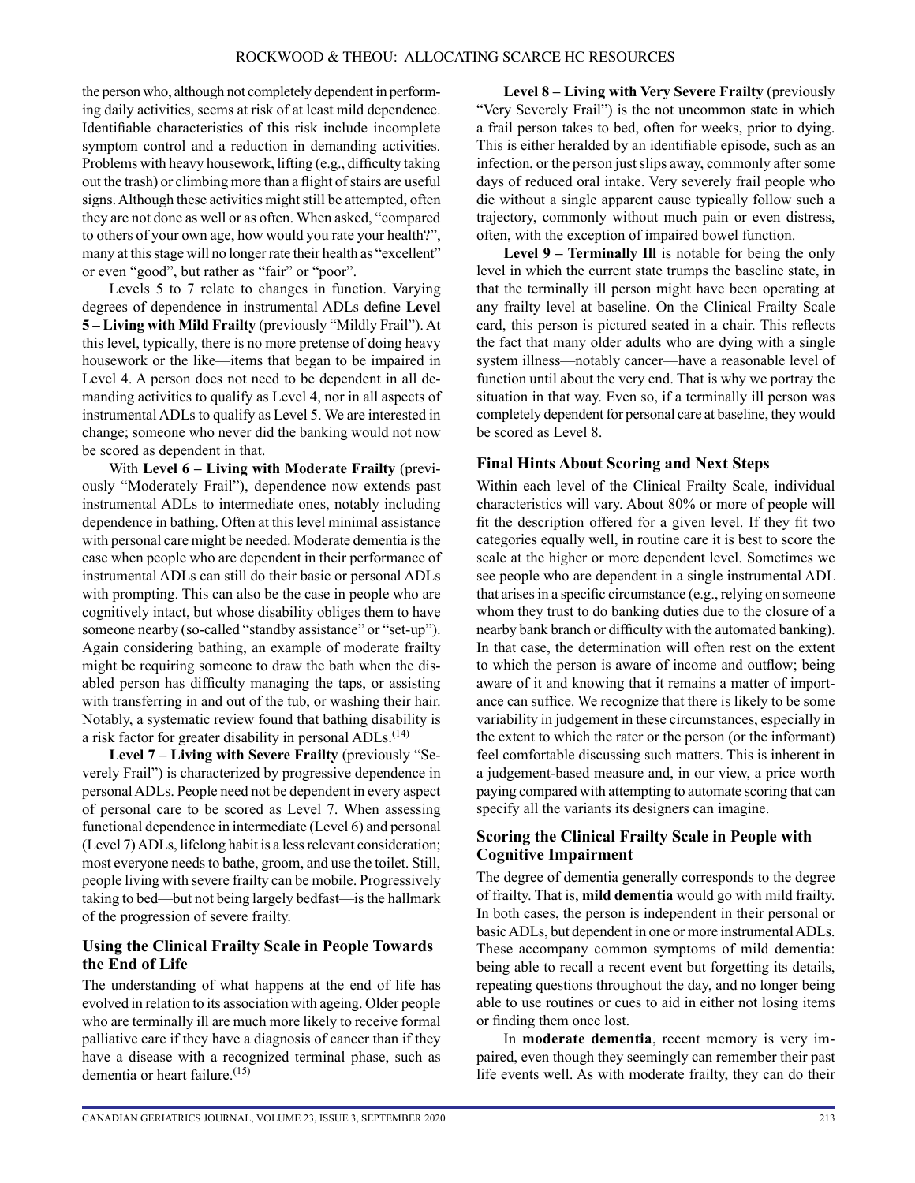the person who, although not completely dependent in performing daily activities, seems at risk of at least mild dependence. Identifiable characteristics of this risk include incomplete symptom control and a reduction in demanding activities. Problems with heavy housework, lifting (e.g., difficulty taking out the trash) or climbing more than a flight of stairs are useful signs. Although these activities might still be attempted, often they are not done as well or as often. When asked, "compared to others of your own age, how would you rate your health?", many at this stage will no longer rate their health as "excellent" or even "good", but rather as "fair" or "poor".

Levels 5 to 7 relate to changes in function. Varying degrees of dependence in instrumental ADLs define **Level 5 – Living with Mild Frailty** (previously "Mildly Frail"). At this level, typically, there is no more pretense of doing heavy housework or the like—items that began to be impaired in Level 4. A person does not need to be dependent in all demanding activities to qualify as Level 4, nor in all aspects of instrumental ADLs to qualify as Level 5. We are interested in change; someone who never did the banking would not now be scored as dependent in that.

With **Level 6 – Living with Moderate Frailty** (previously "Moderately Frail"), dependence now extends past instrumental ADLs to intermediate ones, notably including dependence in bathing. Often at this level minimal assistance with personal care might be needed. Moderate dementia is the case when people who are dependent in their performance of instrumental ADLs can still do their basic or personal ADLs with prompting. This can also be the case in people who are cognitively intact, but whose disability obliges them to have someone nearby (so-called "standby assistance" or "set-up"). Again considering bathing, an example of moderate frailty might be requiring someone to draw the bath when the disabled person has difficulty managing the taps, or assisting with transferring in and out of the tub, or washing their hair. Notably, a systematic review found that bathing disability is a risk factor for greater disability in personal ADLs.[14]

**Level 7 – Living with Severe Frailty** (previously "Severely Frail") is characterized by progressive dependence in personal ADLs. People need not be dependent in every aspect of personal care to be scored as Level 7. When assessing functional dependence in intermediate (Level 6) and personal (Level 7) ADLs, lifelong habit is a less relevant consideration; most everyone needs to bathe, groom, and use the toilet. Still, people living with severe frailty can be mobile. Progressively taking to bed—but not being largely bedfast—is the hallmark of the progression of severe frailty.

## Using the Clinical Frailty Scale in People Towards the End of Life

The understanding of what happens at the end of life has evolved in relation to its association with ageing. Older people who are terminally ill are much more likely to receive formal palliative care if they have a diagnosis of cancer than if they have a disease with a recognized terminal phase, such as dementia or heart failure.[15]

**Level 8 – Living with Very Severe Frailty** (previously "Very Severely Frail") is the not uncommon state in which a frail person takes to bed, often for weeks, prior to dying. This is either heralded by an identifiable episode, such as an infection, or the person just slips away, commonly after some days of reduced oral intake. Very severely frail people who die without a single apparent cause typically follow such a trajectory, commonly without much pain or even distress, often, with the exception of impaired bowel function.

**Level 9 – Terminally Ill** is notable for being the only level in which the current state trumps the baseline state, in that the terminally ill person might have been operating at any frailty level at baseline. On the Clinical Frailty Scale card, this person is pictured seated in a chair. This reflects the fact that many older adults who are dying with a single system illness—notably cancer—have a reasonable level of function until about the very end. That is why we portray the situation in that way. Even so, if a terminally ill person was completely dependent for personal care at baseline, they would be scored as Level 8.

## Final Hints About Scoring and Next Steps

Within each level of the Clinical Frailty Scale, individual characteristics will vary. About 80% or more of people will fit the description offered for a given level. If they fit two categories equally well, in routine care it is best to score the scale at the higher or more dependent level. Sometimes we see people who are dependent in a single instrumental ADL that arises in a specific circumstance (e.g., relying on someone whom they trust to do banking duties due to the closure of a nearby bank branch or difficulty with the automated banking). In that case, the determination will often rest on the extent to which the person is aware of income and outflow; being aware of it and knowing that it remains a matter of importance can suffice. We recognize that there is likely to be some variability in judgement in these circumstances, especially in the extent to which the rater or the person (or the informant) feel comfortable discussing such matters. This is inherent in a judgement-based measure and, in our view, a price worth paying compared with attempting to automate scoring that can specify all the variants its designers can imagine.

## Scoring the Clinical Frailty Scale in People with Cognitive Impairment

The degree of dementia generally corresponds to the degree of frailty. That is, **mild dementia** would go with mild frailty. In both cases, the person is independent in their personal or basic ADLs, but dependent in one or more instrumental ADLs. These accompany common symptoms of mild dementia: being able to recall a recent event but forgetting its details, repeating questions throughout the day, and no longer being able to use routines or cues to aid in either not losing items or finding them once lost.

In **moderate dementia**, recent memory is very impaired, even though they seemingly can remember their past life events well. As with moderate frailty, they can do their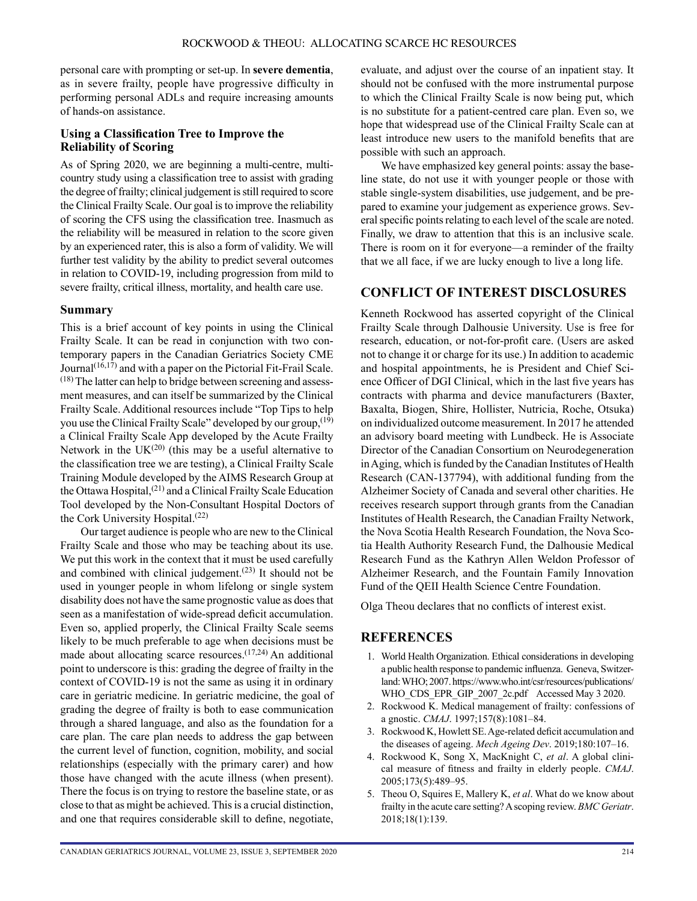personal care with prompting or set-up. In **severe dementia**, as in severe frailty, people have progressive difficulty in performing personal ADLs and require increasing amounts of hands-on assistance.

### Using a Classification Tree to Improve the Reliability of Scoring

As of Spring 2020, we are beginning a multi-centre, multi-country study using a classification tree to assist with grading the degree of frailty; clinical judgement is still required to score the Clinical Frailty Scale. Our goal is to improve the reliability of scoring the CFS using the classification tree. Inasmuch as the reliability will be measured in relation to the score given by an experienced rater, this is also a form of validity. We will further test validity by the ability to predict several outcomes in relation to COVID-19, including progression from mild to severe frailty, critical illness, mortality, and health care use.

### Summary

This is a brief account of key points in using the Clinical Frailty Scale. It can be read in conjunction with two contemporary papers in the Canadian Geriatrics Society CME Journal[16,17] and with a paper on the Pictorial Fit-Frail Scale.[18] The latter can help to bridge between screening and assessment measures, and can itself be summarized by the Clinical Frailty Scale. Additional resources include "Top Tips to help you use the Clinical Frailty Scale" developed by our group,[19] a Clinical Frailty Scale App developed by the Acute Frailty Network in the UK[20] (this may be a useful alternative to the classification tree we are testing), a Clinical Frailty Scale Training Module developed by the AIMS Research Group at the Ottawa Hospital,[21] and a Clinical Frailty Scale Education Tool developed by the Non-Consultant Hospital Doctors of the Cork University Hospital.[22]

Our target audience is people who are new to the Clinical Frailty Scale and those who may be teaching about its use. We put this work in the context that it must be used carefully and combined with clinical judgement.[23] It should not be used in younger people in whom lifelong or single system disability does not have the same prognostic value as does that seen as a manifestation of wide-spread deficit accumulation. Even so, applied properly, the Clinical Frailty Scale seems likely to be much preferable to age when decisions must be made about allocating scarce resources.[17,24] An additional point to underscore is this: grading the degree of frailty in the context of COVID-19 is not the same as using it in ordinary care in geriatric medicine. In geriatric medicine, the goal of grading the degree of frailty is both to ease communication through a shared language, and also as the foundation for a care plan. The care plan needs to address the gap between the current level of function, cognition, mobility, and social relationships (especially with the primary carer) and how those have changed with the acute illness (when present). There the focus is on trying to restore the baseline state, or as close to that as might be achieved. This is a crucial distinction, and one that requires considerable skill to define, negotiate, evaluate, and adjust over the course of an inpatient stay. It should not be confused with the more instrumental purpose to which the Clinical Frailty Scale is now being put, which is no substitute for a patient-centred care plan. Even so, we hope that widespread use of the Clinical Frailty Scale can at least introduce new users to the manifold benefits that are possible with such an approach.

We have emphasized key general points: assay the baseline state, do not use it with younger people or those with stable single-system disabilities, use judgement, and be prepared to examine your judgement as experience grows. Several specific points relating to each level of the scale are noted. Finally, we draw to attention that this is an inclusive scale. There is room on it for everyone—a reminder of the frailty that we all face, if we are lucky enough to live a long life.

## CONFLICT OF INTEREST DISCLOSURES

Kenneth Rockwood has asserted copyright of the Clinical Frailty Scale through Dalhousie University. Use is free for research, education, or not-for-profit care. (Users are asked not to change it or charge for its use.) In addition to academic and hospital appointments, he is President and Chief Science Officer of DGI Clinical, which in the last five years has contracts with pharma and device manufacturers (Baxter, Baxalta, Biogen, Shire, Hollister, Nutricia, Roche, Otsuka) on individualized outcome measurement. In 2017 he attended an advisory board meeting with Lundbeck. He is Associate Director of the Canadian Consortium on Neurodegeneration in Aging, which is funded by the Canadian Institutes of Health Research (CAN-137794), with additional funding from the Alzheimer Society of Canada and several other charities. He receives research support through grants from the Canadian Institutes of Health Research, the Canadian Frailty Network, the Nova Scotia Health Research Foundation, the Nova Scotia Health Authority Research Fund, the Dalhousie Medical Research Fund as the Kathryn Allen Weldon Professor of Alzheimer Research, and the Fountain Family Innovation Fund of the QEII Health Science Centre Foundation.

Olga Theou declares that no conflicts of interest exist.

## REFERENCES

1. World Health Organization. Ethical considerations in developing a public health response to pandemic influenza. Geneva, Switzerland: WHO; 2007. https://www.who.int/csr/resources/publications/WHO_CDS_EPR_GIP_2007_2c.pdf Accessed May 3 2020.
2. Rockwood K. Medical management of frailty: confessions of a gnostic. *CMAJ*. 1997;157(8):1081–84.
3. Rockwood K, Howlett SE. Age-related deficit accumulation and the diseases of ageing. *Mech Ageing Dev*. 2019;180:107–16.
4. Rockwood K, Song X, MacKnight C, *et al*. A global clinical measure of fitness and frailty in elderly people. *CMAJ*. 2005;173(5):489–95.
5. Theou O, Squires E, Mallery K, *et al*. What do we know about frailty in the acute care setting? A scoping review. *BMC Geriatr*. 2018;18(1):139.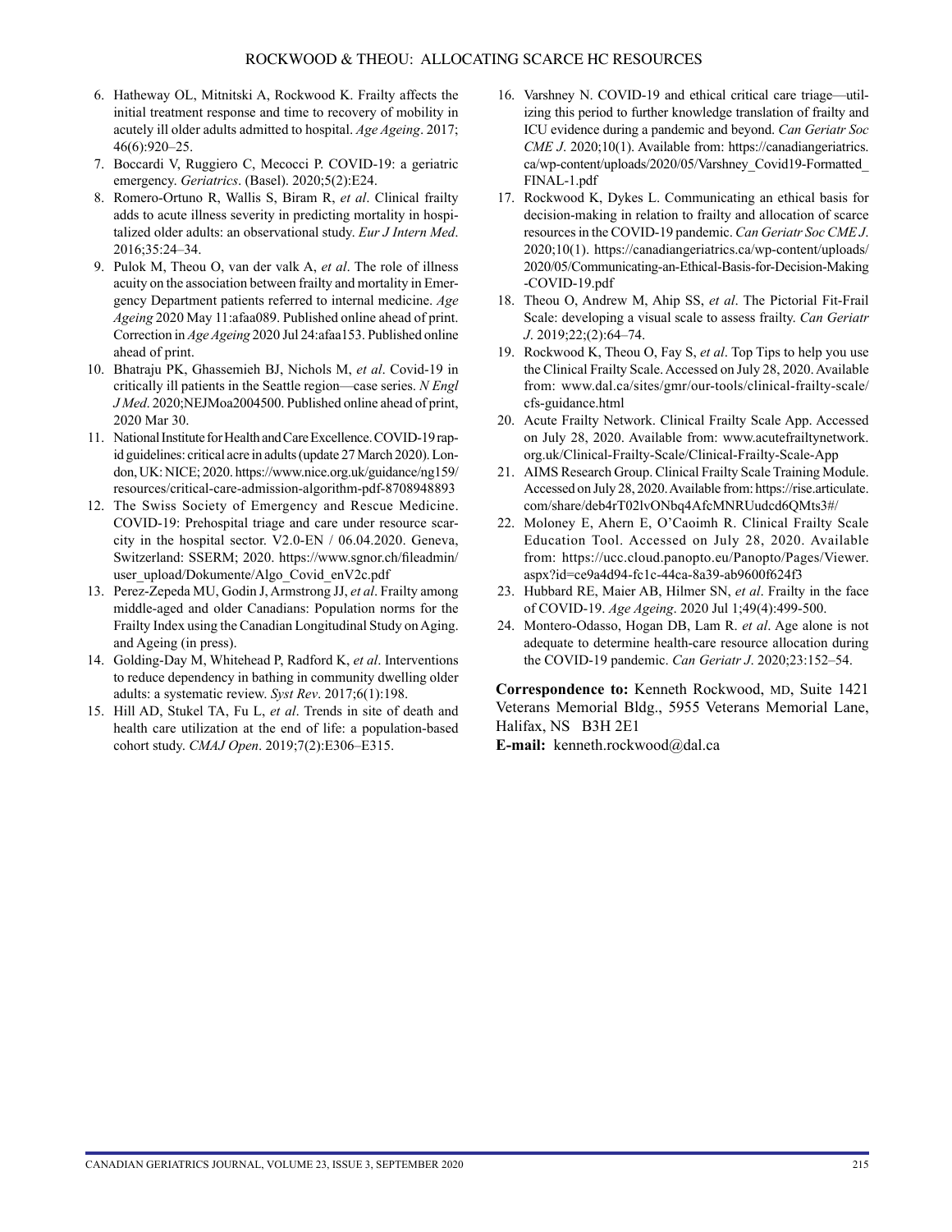6. Hatheway OL, Mitnitski A, Rockwood K. Frailty affects the initial treatment response and time to recovery of mobility in acutely ill older adults admitted to hospital. *Age Ageing*. 2017; 46(6):920–25.
7. Boccardi V, Ruggiero C, Mecocci P. COVID-19: a geriatric emergency. *Geriatrics*. (Basel). 2020;5(2):E24.
8. Romero-Ortuno R, Wallis S, Biram R, *et al*. Clinical frailty adds to acute illness severity in predicting mortality in hospitalized older adults: an observational study. *Eur J Intern Med*. 2016;35:24–34.
9. Pulok M, Theou O, van der valk A, *et al*. The role of illness acuity on the association between frailty and mortality in Emergency Department patients referred to internal medicine. *Age Ageing* 2020 May 11:afaa089. Published online ahead of print. Correction in *Age Ageing* 2020 Jul 24:afaa153. Published online ahead of print.
10. Bhatraju PK, Ghassemieh BJ, Nichols M, *et al*. Covid-19 in critically ill patients in the Seattle region—case series. *N Engl J Med*. 2020;NEJMoa2004500. Published online ahead of print, 2020 Mar 30.
11. National Institute for Health and Care Excellence. COVID-19 rapid guidelines: critical acre in adults (update 27 March 2020). London, UK: NICE; 2020. https://www.nice.org.uk/guidance/ng159/resources/critical-care-admission-algorithm-pdf-8708948893
12. The Swiss Society of Emergency and Rescue Medicine. COVID-19: Prehospital triage and care under resource scarcity in the hospital sector. V2.0-EN / 06.04.2020. Geneva, Switzerland: SSERM; 2020. https://www.sgnor.ch/fileadmin/user_upload/Dokumente/Algo_Covid_enV2c.pdf
13. Perez-Zepeda MU, Godin J, Armstrong JJ, *et al*. Frailty among middle-aged and older Canadians: Population norms for the Frailty Index using the Canadian Longitudinal Study on Aging. and Ageing (in press).
14. Golding-Day M, Whitehead P, Radford K, *et al*. Interventions to reduce dependency in bathing in community dwelling older adults: a systematic review. *Syst Rev*. 2017;6(1):198.
15. Hill AD, Stukel TA, Fu L, *et al*. Trends in site of death and health care utilization at the end of life: a population-based cohort study. *CMAJ Open*. 2019;7(2):E306–E315.
16. Varshney N. COVID-19 and ethical critical care triage—utilizing this period to further knowledge translation of frailty and ICU evidence during a pandemic and beyond. *Can Geriatr Soc CME J*. 2020;10(1). Available from: https://canadiangeriatrics.ca/wp-content/uploads/2020/05/Varshney_Covid19-Formatted_FINAL-1.pdf
17. Rockwood K, Dykes L. Communicating an ethical basis for decision-making in relation to frailty and allocation of scarce resources in the COVID-19 pandemic. *Can Geriatr Soc CME J*. 2020;10(1). https://canadiangeriatrics.ca/wp-content/uploads/2020/05/Communicating-an-Ethical-Basis-for-Decision-Making-COVID-19.pdf
18. Theou O, Andrew M, Ahip SS, *et al*. The Pictorial Fit-Frail Scale: developing a visual scale to assess frailty. *Can Geriatr J*. 2019;22;(2):64–74.
19. Rockwood K, Theou O, Fay S, *et al*. Top Tips to help you use the Clinical Frailty Scale. Accessed on July 28, 2020. Available from: www.dal.ca/sites/gmr/our-tools/clinical-frailty-scale/cfs-guidance.html
20. Acute Frailty Network. Clinical Frailty Scale App. Accessed on July 28, 2020. Available from: www.acutefrailtynetwork.org.uk/Clinical-Frailty-Scale/Clinical-Frailty-Scale-App
21. AIMS Research Group. Clinical Frailty Scale Training Module. Accessed on July 28, 2020. Available from: https://rise.articulate.com/share/deb4rT02lvONbq4AfcMNRUudcd6QMts3#/
22. Moloney E, Ahern E, O'Caoimh R. Clinical Frailty Scale Education Tool. Accessed on July 28, 2020. Available from: https://ucc.cloud.panopto.eu/Panopto/Pages/Viewer.aspx?id=ce9a4d94-fc1c-44ca-8a39-ab9600f624f3
23. Hubbard RE, Maier AB, Hilmer SN, *et al*. Frailty in the face of COVID-19. *Age Ageing*. 2020 Jul 1;49(4):499-500.
24. Montero-Odasso, Hogan DB, Lam R. *et al*. Age alone is not adequate to determine health-care resource allocation during the COVID-19 pandemic. *Can Geriatr J*. 2020;23:152–54.

**Correspondence to:** Kenneth Rockwood, MD, Suite 1421 Veterans Memorial Bldg., 5955 Veterans Memorial Lane, Halifax, NS B3H 2E1

**E-mail:** kenneth.rockwood@dal.ca